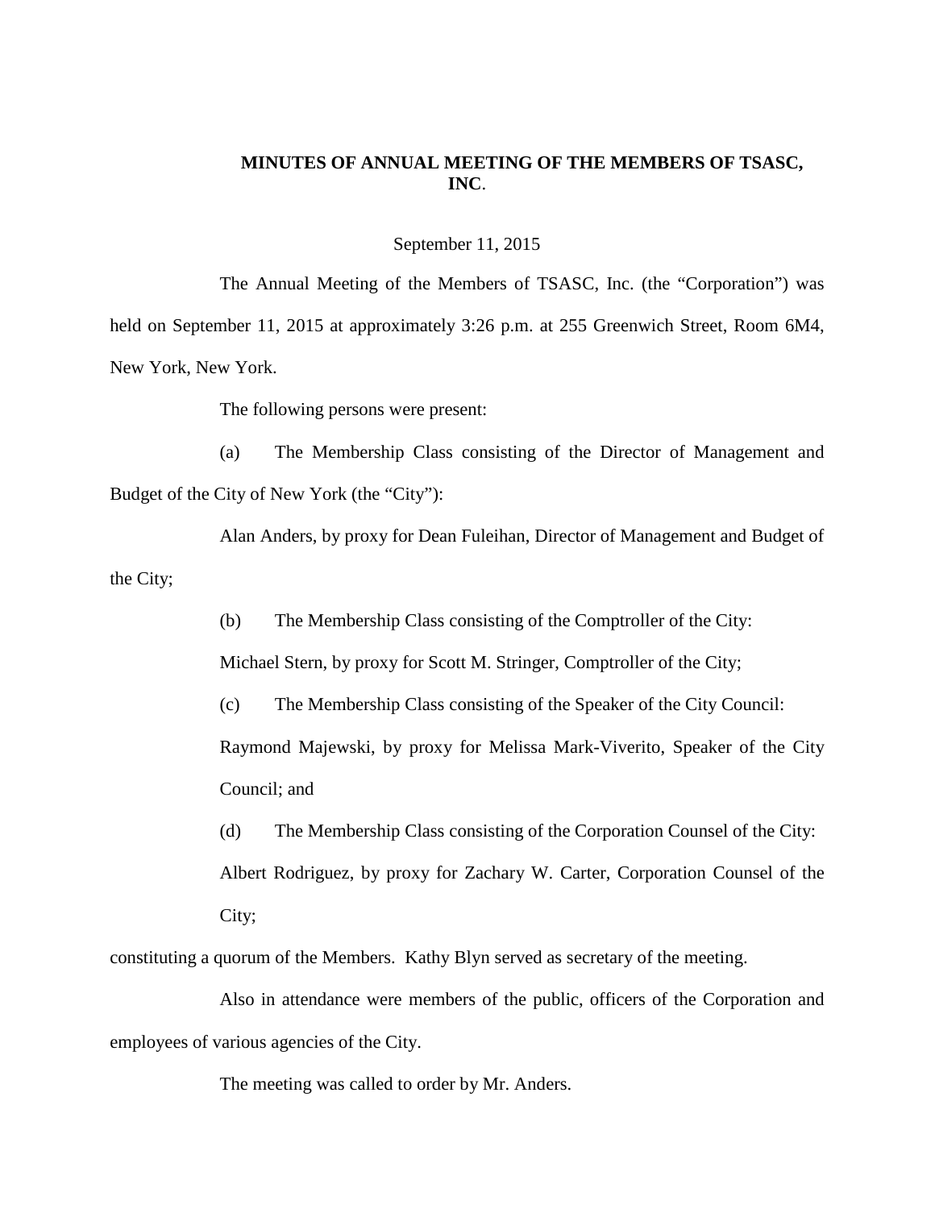# MINUTES OF ANNUAL MEETING OF THE MEMBERS OF TSASC, INC.

September 11, 2015

The Annual Meeting of the Members of TSASC, Inc. (the "Corporation") was held on September 11, 2015 at approximately 3:26 p.m. at 255 Greenwich Street, Room 6M4, New York, New York.

The following persons were present:

(a) The Membership Class consisting of the Director of Management and Budget of the City of New York (the "City"):

Alan Anders, by proxy for Dean Fuleihan, Director of Management and Budget of the City;

(b) The Membership Class consisting of the Comptroller of the City:

Michael Stern, by proxy for Scott M. Stringer, Comptroller of the City;

(c) The Membership Class consisting of the Speaker of the City Council:

Raymond Majewski, by proxy for Melissa Mark-Viverito, Speaker of the City Council; and

(d) The Membership Class consisting of the Corporation Counsel of the City:

Albert Rodriguez, by proxy for Zachary W. Carter, Corporation Counsel of the City;

constituting a quorum of the Members. Kathy Blyn served as secretary of the meeting.

Also in attendance were members of the public, officers of the Corporation and employees of various agencies of the City.

The meeting was called to order by Mr. Anders.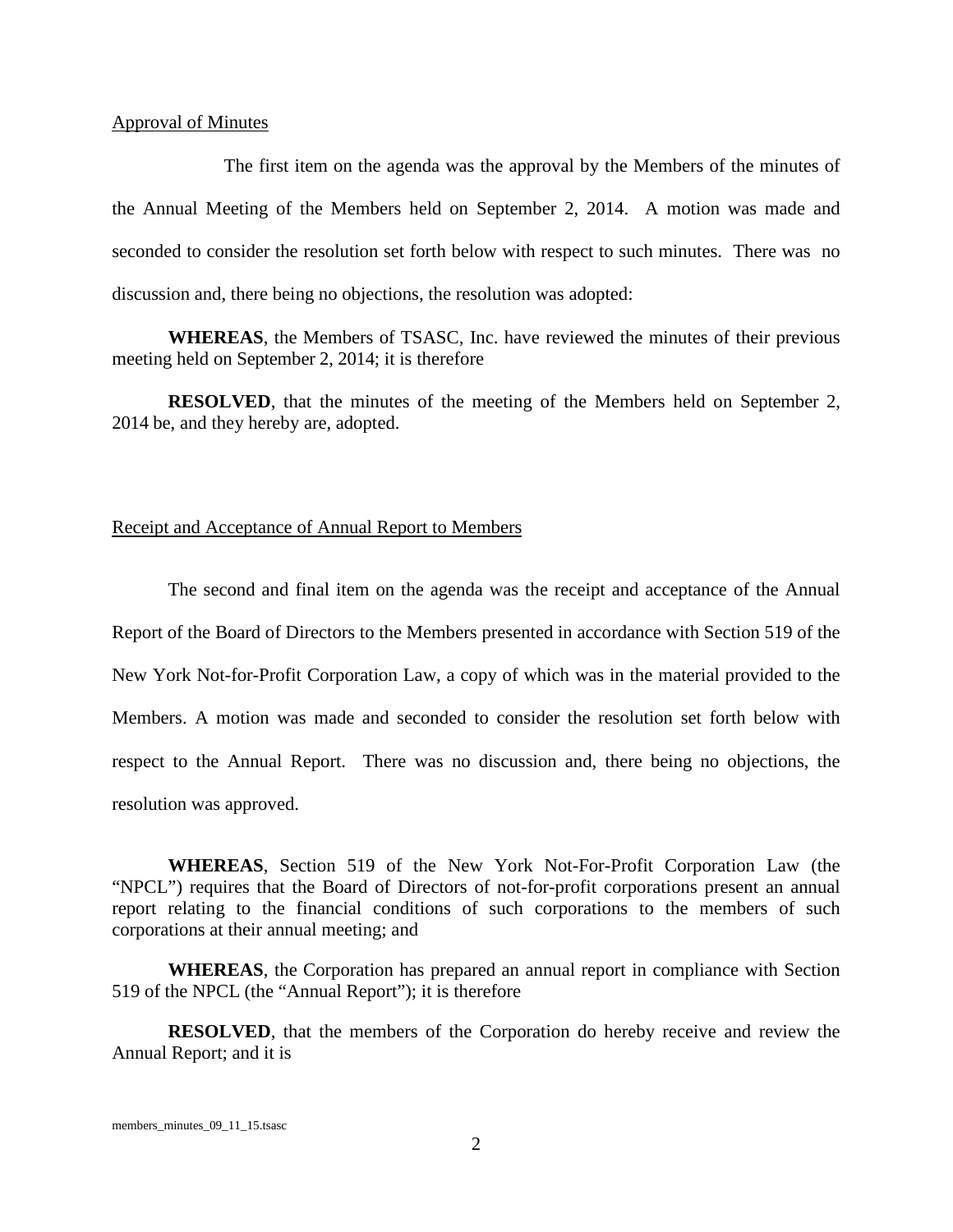Approval of Minutes

The first item on the agenda was the approval by the Members of the minutes of the Annual Meeting of the Members held on September 2, 2014. A motion was made and seconded to consider the resolution set forth below with respect to such minutes. There was no discussion and, there being no objections, the resolution was adopted:

**WHEREAS**, the Members of TSASC, Inc. have reviewed the minutes of their previous meeting held on September 2, 2014; it is therefore

**RESOLVED**, that the minutes of the meeting of the Members held on September 2, 2014 be, and they hereby are, adopted.

Receipt and Acceptance of Annual Report to Members

The second and final item on the agenda was the receipt and acceptance of the Annual Report of the Board of Directors to the Members presented in accordance with Section 519 of the New York Not-for-Profit Corporation Law, a copy of which was in the material provided to the Members. A motion was made and seconded to consider the resolution set forth below with respect to the Annual Report. There was no discussion and, there being no objections, the resolution was approved.

**WHEREAS**, Section 519 of the New York Not-For-Profit Corporation Law (the "NPCL") requires that the Board of Directors of not-for-profit corporations present an annual report relating to the financial conditions of such corporations to the members of such corporations at their annual meeting; and

**WHEREAS**, the Corporation has prepared an annual report in compliance with Section 519 of the NPCL (the "Annual Report"); it is therefore

**RESOLVED**, that the members of the Corporation do hereby receive and review the Annual Report; and it is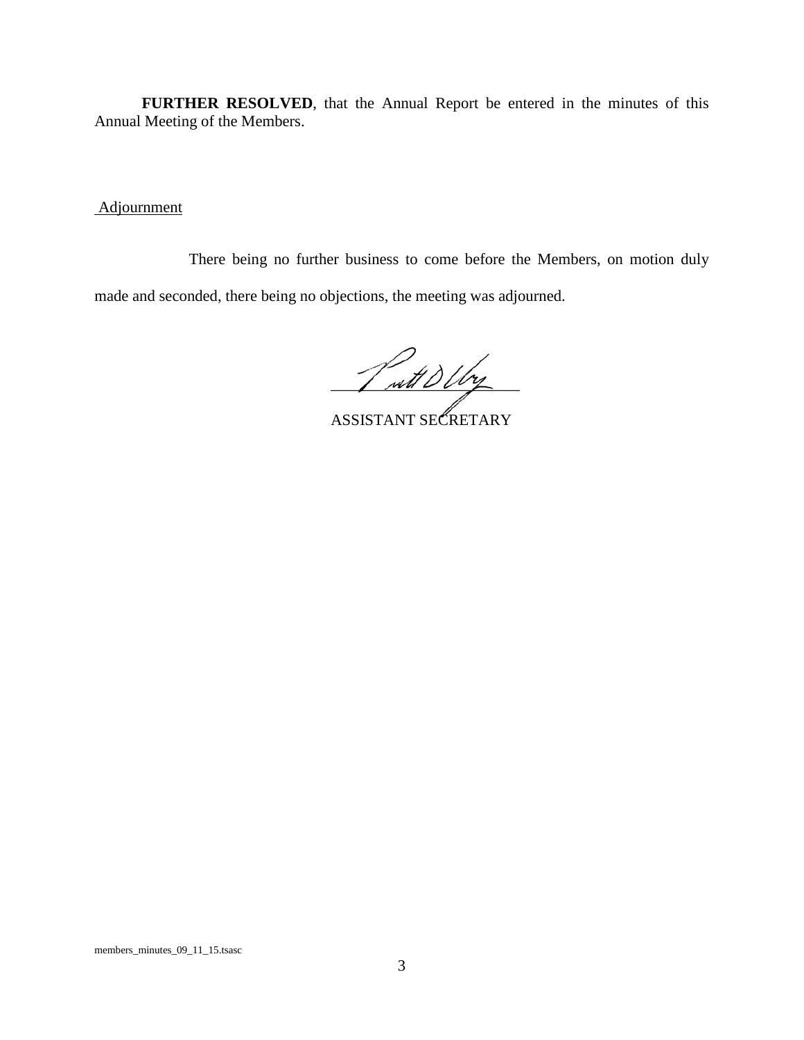**FURTHER RESOLVED**, that the Annual Report be entered in the minutes of this Annual Meeting of the Members.

Adjournment

There being no further business to come before the Members, on motion duly made and seconded, there being no objections, the meeting was adjourned.

\_\_\_\_\_\_\_\_\_\_\_\_\_\_\_\_\_\_\_\_\_\_\_\_\_\_\_\_

ASSISTANT SECRETARY

members_minutes_09_11_15.tsasc